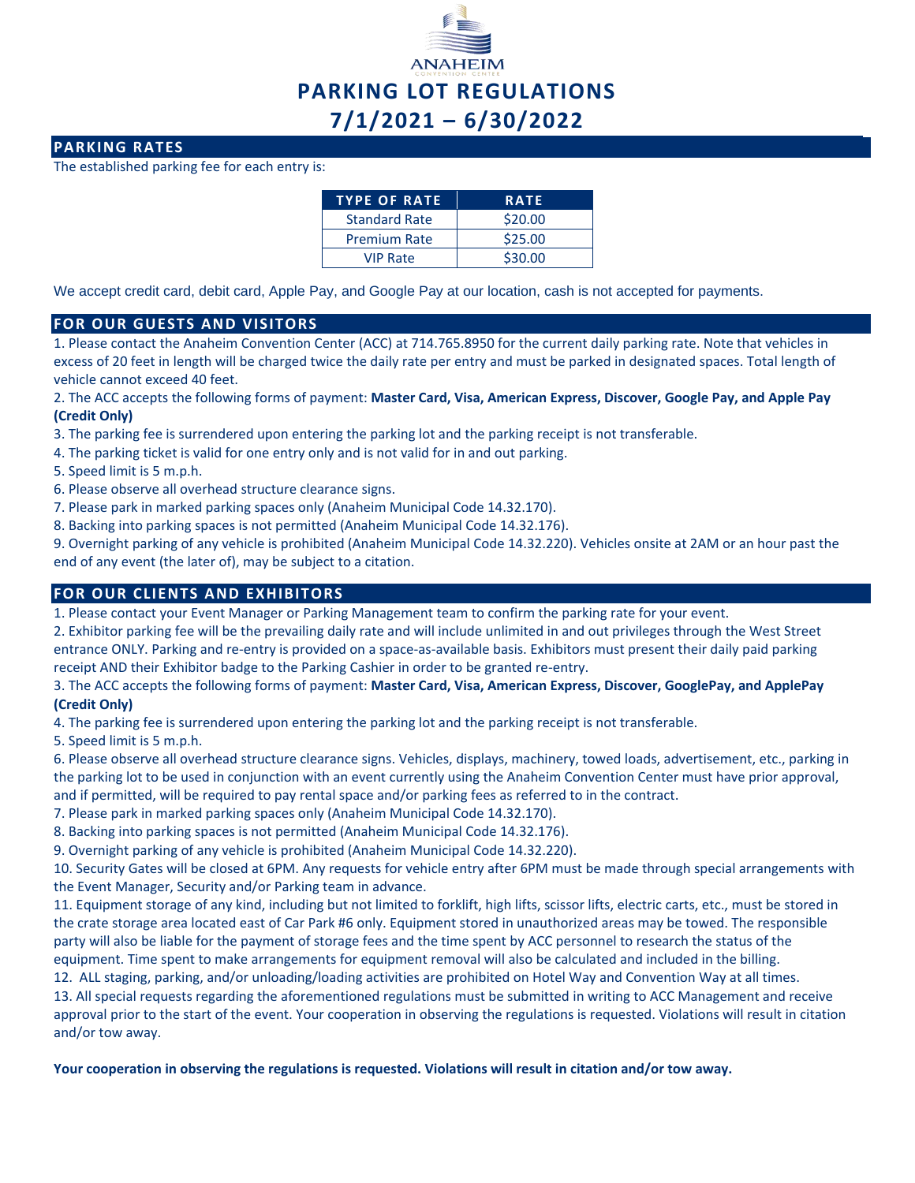ANAHEIM
CONVENTION CENTER

# PARKING LOT REGULATIONS
# 7/1/2021 – 6/30/2022

## PARKING RATES

The established parking fee for each entry is:

| TYPE OF RATE | RATE |
|---|---|
| Standard Rate | $20.00 |
| Premium Rate | $25.00 |
| VIP Rate | $30.00 |

We accept credit card, debit card, Apple Pay, and Google Pay at our location, cash is not accepted for payments.

## FOR OUR GUESTS AND VISITORS

1. Please contact the Anaheim Convention Center (ACC) at 714.765.8950 for the current daily parking rate. Note that vehicles in excess of 20 feet in length will be charged twice the daily rate per entry and must be parked in designated spaces. Total length of vehicle cannot exceed 40 feet.
2. The ACC accepts the following forms of payment: **Master Card, Visa, American Express, Discover, Google Pay, and Apple Pay (Credit Only)**
3. The parking fee is surrendered upon entering the parking lot and the parking receipt is not transferable.
4. The parking ticket is valid for one entry only and is not valid for in and out parking.
5. Speed limit is 5 m.p.h.
6. Please observe all overhead structure clearance signs.
7. Please park in marked parking spaces only (Anaheim Municipal Code 14.32.170).
8. Backing into parking spaces is not permitted (Anaheim Municipal Code 14.32.176).
9. Overnight parking of any vehicle is prohibited (Anaheim Municipal Code 14.32.220). Vehicles onsite at 2AM or an hour past the end of any event (the later of), may be subject to a citation.

## FOR OUR CLIENTS AND EXHIBITORS

1. Please contact your Event Manager or Parking Management team to confirm the parking rate for your event.
2. Exhibitor parking fee will be the prevailing daily rate and will include unlimited in and out privileges through the West Street entrance ONLY. Parking and re-entry is provided on a space-as-available basis. Exhibitors must present their daily paid parking receipt AND their Exhibitor badge to the Parking Cashier in order to be granted re-entry.
3. The ACC accepts the following forms of payment: **Master Card, Visa, American Express, Discover, GooglePay, and ApplePay (Credit Only)**
4. The parking fee is surrendered upon entering the parking lot and the parking receipt is not transferable.
5. Speed limit is 5 m.p.h.
6. Please observe all overhead structure clearance signs. Vehicles, displays, machinery, towed loads, advertisement, etc., parking in the parking lot to be used in conjunction with an event currently using the Anaheim Convention Center must have prior approval, and if permitted, will be required to pay rental space and/or parking fees as referred to in the contract.
7. Please park in marked parking spaces only (Anaheim Municipal Code 14.32.170).
8. Backing into parking spaces is not permitted (Anaheim Municipal Code 14.32.176).
9. Overnight parking of any vehicle is prohibited (Anaheim Municipal Code 14.32.220).
10. Security Gates will be closed at 6PM. Any requests for vehicle entry after 6PM must be made through special arrangements with the Event Manager, Security and/or Parking team in advance.
11. Equipment storage of any kind, including but not limited to forklift, high lifts, scissor lifts, electric carts, etc., must be stored in the crate storage area located east of Car Park #6 only. Equipment stored in unauthorized areas may be towed. The responsible party will also be liable for the payment of storage fees and the time spent by ACC personnel to research the status of the equipment. Time spent to make arrangements for equipment removal will also be calculated and included in the billing.
12. ALL staging, parking, and/or unloading/loading activities are prohibited on Hotel Way and Convention Way at all times.
13. All special requests regarding the aforementioned regulations must be submitted in writing to ACC Management and receive approval prior to the start of the event. Your cooperation in observing the regulations is requested. Violations will result in citation and/or tow away.

**Your cooperation in observing the regulations is requested. Violations will result in citation and/or tow away.**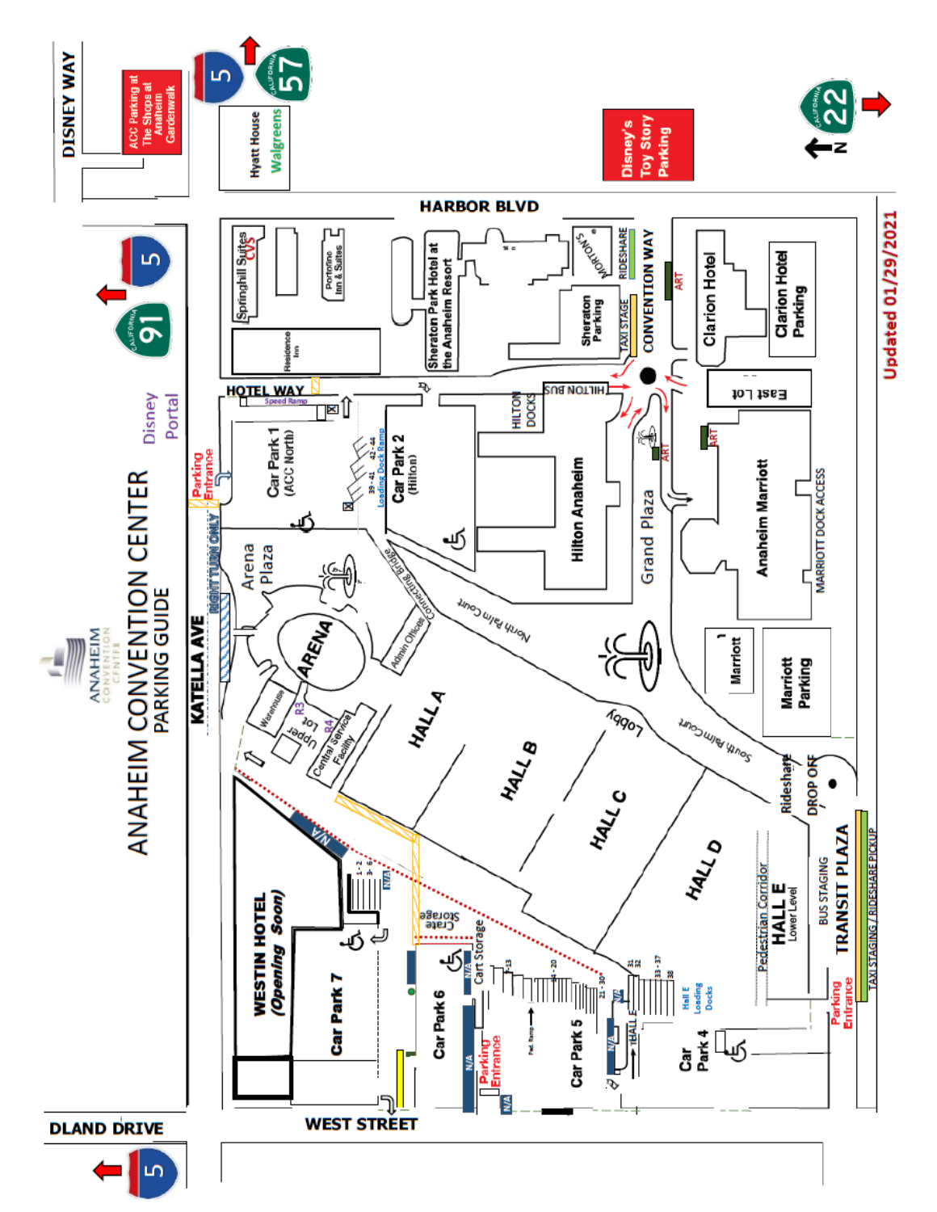# ANAHEIM CONVENTION CENTER
## PARKING GUIDE

Updated 01/29/2021

DISNEY WAY

ACC Parking at The Shops at Anaheim Gardenwalk

Hyatt House

Walgreens

Disney's Toy Story Parking

HARBOR BLVD

Springhill Suites

CVS

Portofino Inn & Suites

Residence Inn

Sheraton Park Hotel at the Anaheim Resort

Sheraton Parking

MORTON'S

RIDESHARE

TAXI STAGE

CONVENTION WAY

ART

Clarion Hotel

Clarion Hotel Parking

East Lot

HOTEL WAY

Speed Ramp

Disney Portal

Parking Entrance

RIGHT TURN ONLY

KATELLA AVE

Car Park 1 (ACC North)

39 - 41

42 - 44

Loading Dock Ramp

Car Park 2 (Hilton)

HILTON DOCKS

HILTON BUS

Hilton Anaheim

Grand Plaza

ART

Anaheim Marriott

MARRIOTT DOCK ACCESS

Arena Plaza

ARENA

Connecting Bridge

Admin Offices

North Palm Court

Marriott

Marriott Parking

Warehouse

Upper Lot

R3

R4

Central Service Facility

HALL A

HALL B

HALL C

HALL D

Lobby

South Palm Court

Rideshare

DROP OFF

Pedestrian Corridor

HALL E Lower Level

BUS STAGING

TRANSIT PLAZA

TAXI STAGING / RIDESHARE PICKUP

WESTIN HOTEL (Opening Soon)

N/A

1 - 2

3 - 6

Crate Storage

Cart Storage

Car Park 7

Car Park 6

7 - 13

14 - 20

21 - 30

31

32

33 - 37

38

Hall E Loading Docks

Ped. Ramp

Parking Entrance

Car Park 5

HALL E

Car Park 4

Parking Entrance

WEST STREET

DLAND DRIVE